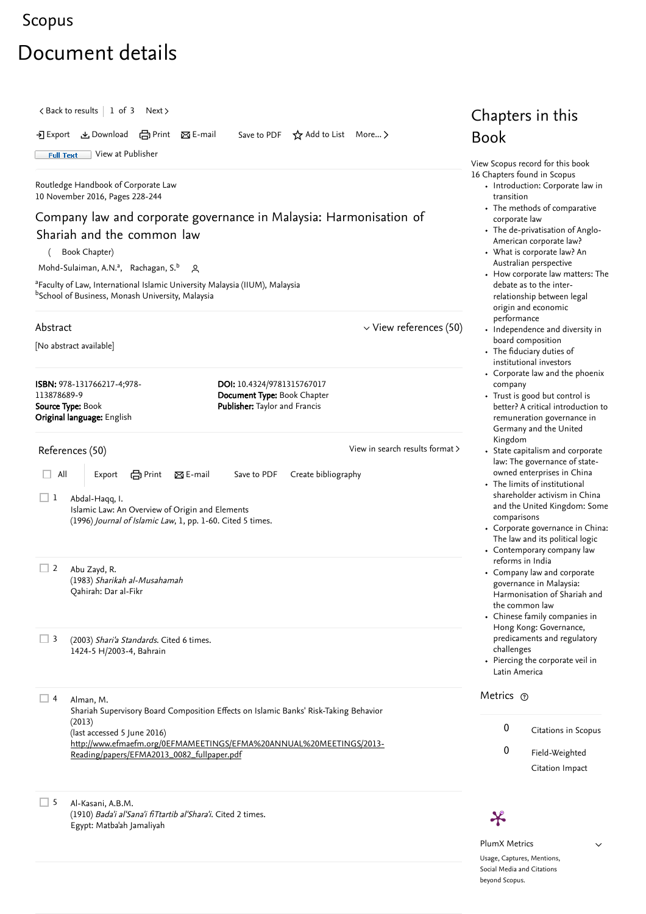# Scopus

# Document details

< Back to results | 1 of 3 Next >

Export Download Print E-mail Save to PDF Add to List More... >

Full Text View at Publisher

Routledge Handbook of Corporate Law
10 November 2016, Pages 228-244

## Company law and corporate governance in Malaysia: Harmonisation of Shariah and the common law

( Book Chapter)

Mohd-Sulaiman, A.N.[a], Rachagan, S.[b]

[a]Faculty of Law, International Islamic University Malaysia (IIUM), Malaysia
[b]School of Business, Monash University, Malaysia

### Abstract

View references (50)

[No abstract available]

**ISBN:** 978-131766217-4;978-113878689-9
**Source Type:** Book
**Original language:** English

**DOI:** 10.4324/9781315767017
**Document Type:** Book Chapter
**Publisher:** Taylor and Francis

### References (50)

View in search results format >

All Export Print E-mail Save to PDF Create bibliography

1. Abdal-Haqq, I.
   Islamic Law: An Overview of Origin and Elements
   (1996) *Journal of Islamic Law*, 1, pp. 1-60. Cited 5 times.

2. Abu Zayd, R.
   (1983) *Sharikah al-Musahamah*
   Qahirah: Dar al-Fikr

3. (2003) *Shari'a Standards*. Cited 6 times.
   1424-5 H/2003-4, Bahrain

4. Alman, M.
   Shariah Supervisory Board Composition Effects on Islamic Banks' Risk-Taking Behavior
   (2013)
   (last accessed 5 June 2016)
   http://www.efmaefm.org/0EFMAMEETINGS/EFMA%20ANNUAL%20MEETINGS/2013-Reading/papers/EFMA2013_0082_fullpaper.pdf

5. Al-Kasani, A.B.M.
   (1910) *Bada'i al'Sana'i fiTtartib al'Shara'i*. Cited 2 times.
   Egypt: Matba'ah Jamaliyah

## Chapters in this Book

View Scopus record for this book
16 Chapters found in Scopus

- Introduction: Corporate law in transition
- The methods of comparative corporate law
- The de-privatisation of Anglo-American corporate law?
- What is corporate law? An Australian perspective
- How corporate law matters: The debate as to the inter-relationship between legal origin and economic performance
- Independence and diversity in board composition
- The fiduciary duties of institutional investors
- Corporate law and the phoenix company
- Trust is good but control is better? A critical introduction to remuneration governance in Germany and the United Kingdom
- State capitalism and corporate law: The governance of state-owned enterprises in China
- The limits of institutional shareholder activism in China and the United Kingdom: Some comparisons
- Corporate governance in China: The law and its political logic
- Contemporary company law reforms in India
- Company law and corporate governance in Malaysia: Harmonisation of Shariah and the common law
- Chinese family companies in Hong Kong: Governance, predicaments and regulatory challenges
- Piercing the corporate veil in Latin America

## Metrics

0 Citations in Scopus

0 Field-Weighted Citation Impact

PlumX Metrics

Usage, Captures, Mentions, Social Media and Citations beyond Scopus.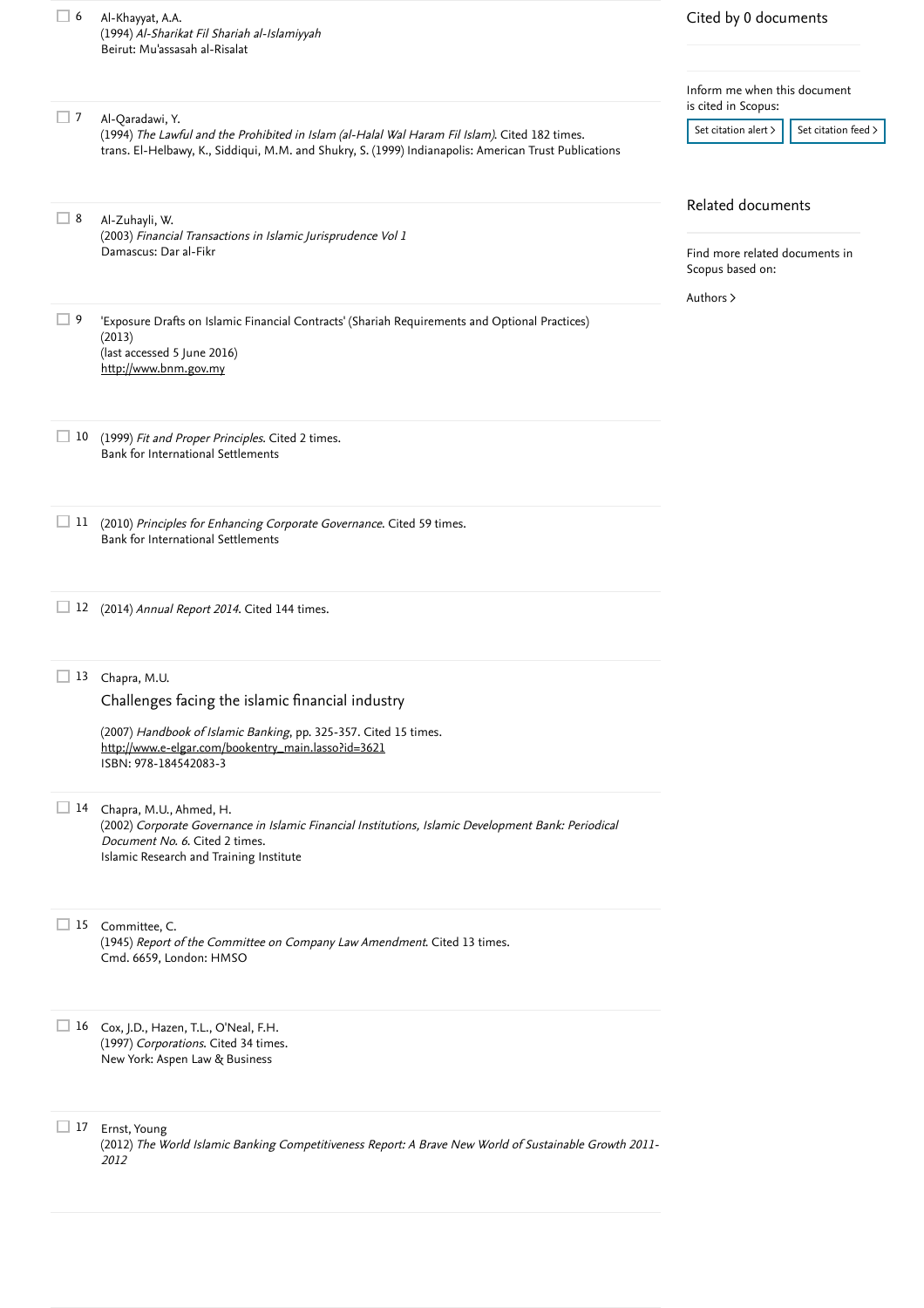6 Al-Khayyat, A.A.
(1994) *Al-Sharikat Fil Shariah al-Islamiyyah*
Beirut: Mu'assasah al-Risalat

7 Al-Qaradawi, Y.
(1994) *The Lawful and the Prohibited in Islam (al-Halal Wal Haram Fil Islam)*. Cited 182 times.
trans. El-Helbawy, K., Siddiqui, M.M. and Shukry, S. (1999) Indianapolis: American Trust Publications

8 Al-Zuhayli, W.
(2003) *Financial Transactions in Islamic Jurisprudence Vol 1*
Damascus: Dar al-Fikr

9 'Exposure Drafts on Islamic Financial Contracts' (Shariah Requirements and Optional Practices)
(2013)
(last accessed 5 June 2016)
http://www.bnm.gov.my

10 (1999) *Fit and Proper Principles*. Cited 2 times.
Bank for International Settlements

11 (2010) *Principles for Enhancing Corporate Governance*. Cited 59 times.
Bank for International Settlements

12 (2014) *Annual Report 2014*. Cited 144 times.

13 Chapra, M.U.
Challenges facing the islamic financial industry
(2007) *Handbook of Islamic Banking*, pp. 325-357. Cited 15 times.
http://www.e-elgar.com/bookentry_main.lasso?id=3621
ISBN: 978-184542083-3

14 Chapra, M.U., Ahmed, H.
(2002) *Corporate Governance in Islamic Financial Institutions, Islamic Development Bank: Periodical Document No. 6*. Cited 2 times.
Islamic Research and Training Institute

15 Committee, C.
(1945) *Report of the Committee on Company Law Amendment*. Cited 13 times.
Cmd. 6659, London: HMSO

16 Cox, J.D., Hazen, T.L., O'Neal, F.H.
(1997) *Corporations*. Cited 34 times.
New York: Aspen Law & Business

17 Ernst, Young
(2012) *The World Islamic Banking Competitiveness Report: A Brave New World of Sustainable Growth 2011-2012*

Cited by 0 documents

Inform me when this document is cited in Scopus:

Set citation alert > Set citation feed >

## Related documents

Find more related documents in Scopus based on:

Authors >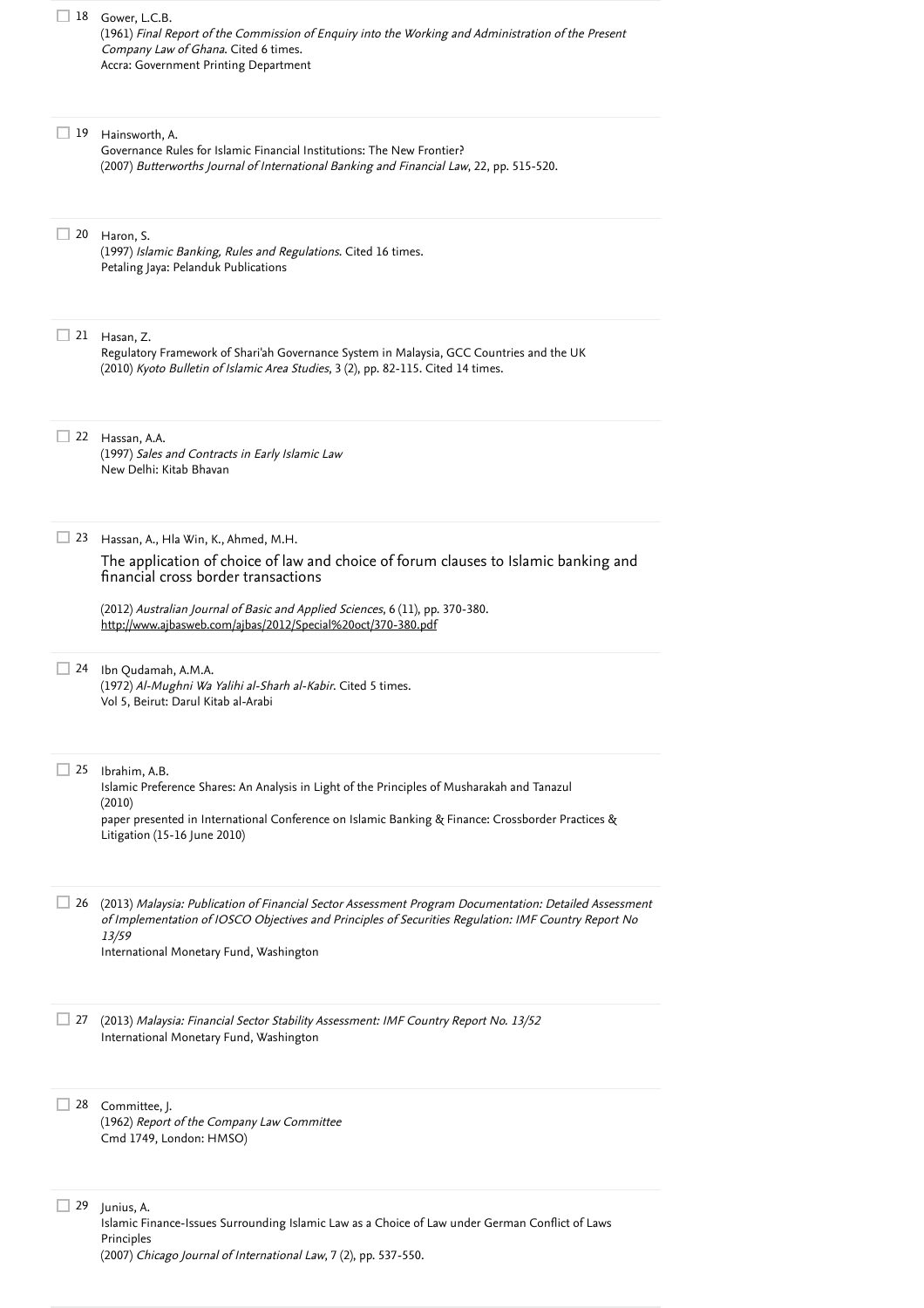18 Gower, L.C.B.
(1961) *Final Report of the Commission of Enquiry into the Working and Administration of the Present Company Law of Ghana*. Cited 6 times.
Accra: Government Printing Department

19 Hainsworth, A.
Governance Rules for Islamic Financial Institutions: The New Frontier?
(2007) *Butterworths Journal of International Banking and Financial Law*, 22, pp. 515-520.

20 Haron, S.
(1997) *Islamic Banking, Rules and Regulations*. Cited 16 times.
Petaling Jaya: Pelanduk Publications

21 Hasan, Z.
Regulatory Framework of Shari'ah Governance System in Malaysia, GCC Countries and the UK
(2010) *Kyoto Bulletin of Islamic Area Studies*, 3 (2), pp. 82-115. Cited 14 times.

22 Hassan, A.A.
(1997) *Sales and Contracts in Early Islamic Law*
New Delhi: Kitab Bhavan

23 Hassan, A., Hla Win, K., Ahmed, M.H.
The application of choice of law and choice of forum clauses to Islamic banking and financial cross border transactions
(2012) *Australian Journal of Basic and Applied Sciences*, 6 (11), pp. 370-380.
http://www.ajbasweb.com/ajbas/2012/Special%20oct/370-380.pdf

24 Ibn Qudamah, A.M.A.
(1972) *Al-Mughni Wa Yalihi al-Sharh al-Kabir*. Cited 5 times.
Vol 5, Beirut: Darul Kitab al-Arabi

25 Ibrahim, A.B.
Islamic Preference Shares: An Analysis in Light of the Principles of Musharakah and Tanazul
(2010)
paper presented in International Conference on Islamic Banking & Finance: Crossborder Practices & Litigation (15-16 June 2010)

26 (2013) *Malaysia: Publication of Financial Sector Assessment Program Documentation: Detailed Assessment of Implementation of IOSCO Objectives and Principles of Securities Regulation: IMF Country Report No 13/59*
International Monetary Fund, Washington

27 (2013) *Malaysia: Financial Sector Stability Assessment: IMF Country Report No. 13/52*
International Monetary Fund, Washington

28 Committee, J.
(1962) *Report of the Company Law Committee*
Cmd 1749, London: HMSO)

29 Junius, A.
Islamic Finance-Issues Surrounding Islamic Law as a Choice of Law under German Conflict of Laws Principles
(2007) *Chicago Journal of International Law*, 7 (2), pp. 537-550.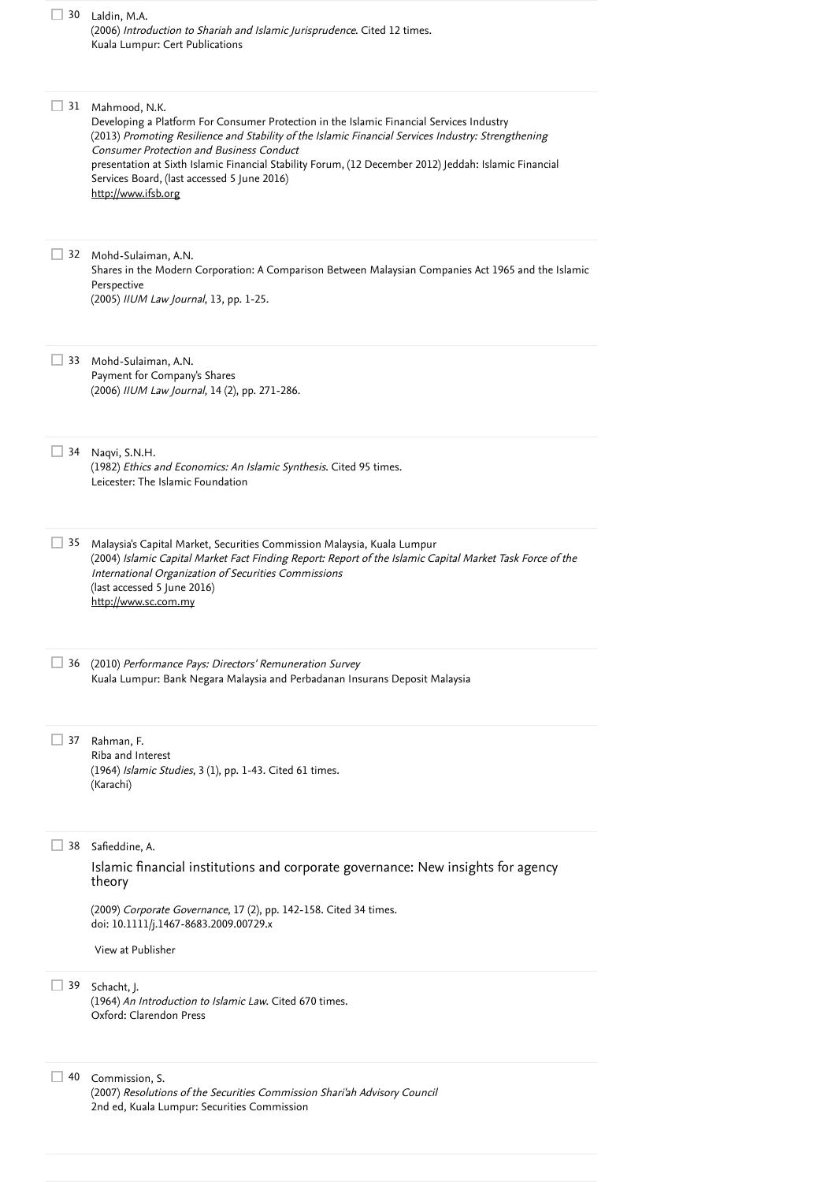30 Laldin, M.A.
(2006) *Introduction to Shariah and Islamic Jurisprudence*. Cited 12 times.
Kuala Lumpur: Cert Publications

31 Mahmood, N.K.
Developing a Platform For Consumer Protection in the Islamic Financial Services Industry
(2013) *Promoting Resilience and Stability of the Islamic Financial Services Industry: Strengthening Consumer Protection and Business Conduct*
presentation at Sixth Islamic Financial Stability Forum, (12 December 2012) Jeddah: Islamic Financial Services Board, (last accessed 5 June 2016)
http://www.ifsb.org

32 Mohd-Sulaiman, A.N.
Shares in the Modern Corporation: A Comparison Between Malaysian Companies Act 1965 and the Islamic Perspective
(2005) *IIUM Law Journal*, 13, pp. 1-25.

33 Mohd-Sulaiman, A.N.
Payment for Company's Shares
(2006) *IIUM Law Journal*, 14 (2), pp. 271-286.

34 Naqvi, S.N.H.
(1982) *Ethics and Economics: An Islamic Synthesis*. Cited 95 times.
Leicester: The Islamic Foundation

35 Malaysia's Capital Market, Securities Commission Malaysia, Kuala Lumpur
(2004) *Islamic Capital Market Fact Finding Report: Report of the Islamic Capital Market Task Force of the International Organization of Securities Commissions*
(last accessed 5 June 2016)
http://www.sc.com.my

36 (2010) *Performance Pays: Directors' Remuneration Survey*
Kuala Lumpur: Bank Negara Malaysia and Perbadanan Insurans Deposit Malaysia

37 Rahman, F.
Riba and Interest
(1964) *Islamic Studies*, 3 (1), pp. 1-43. Cited 61 times.
(Karachi)

38 Safieddine, A.
Islamic financial institutions and corporate governance: New insights for agency theory
(2009) *Corporate Governance*, 17 (2), pp. 142-158. Cited 34 times.
doi: 10.1111/j.1467-8683.2009.00729.x
View at Publisher

39 Schacht, J.
(1964) *An Introduction to Islamic Law*. Cited 670 times.
Oxford: Clarendon Press

40 Commission, S.
(2007) *Resolutions of the Securities Commission Shari'ah Advisory Council*
2nd ed, Kuala Lumpur: Securities Commission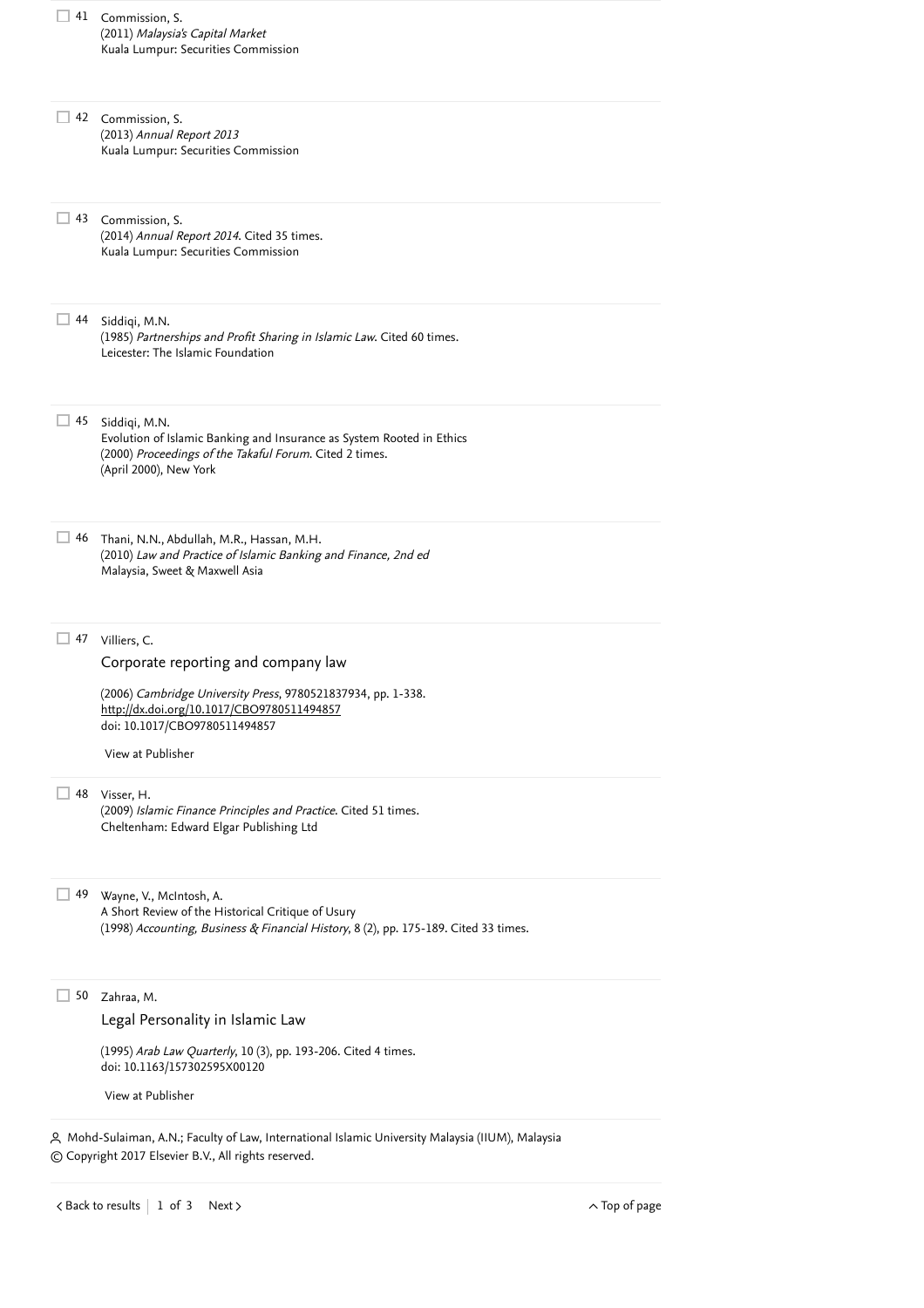41 Commission, S.
(2011) *Malaysia's Capital Market*
Kuala Lumpur: Securities Commission

42 Commission, S.
(2013) *Annual Report 2013*
Kuala Lumpur: Securities Commission

43 Commission, S.
(2014) *Annual Report 2014*. Cited 35 times.
Kuala Lumpur: Securities Commission

44 Siddiqi, M.N.
(1985) *Partnerships and Profit Sharing in Islamic Law*. Cited 60 times.
Leicester: The Islamic Foundation

45 Siddiqi, M.N.
Evolution of Islamic Banking and Insurance as System Rooted in Ethics
(2000) *Proceedings of the Takaful Forum*. Cited 2 times.
(April 2000), New York

46 Thani, N.N., Abdullah, M.R., Hassan, M.H.
(2010) *Law and Practice of Islamic Banking and Finance, 2nd ed*
Malaysia, Sweet & Maxwell Asia

47 Villiers, C.
Corporate reporting and company law
(2006) *Cambridge University Press*, 9780521837934, pp. 1-338.
http://dx.doi.org/10.1017/CBO9780511494857
doi: 10.1017/CBO9780511494857
View at Publisher

48 Visser, H.
(2009) *Islamic Finance Principles and Practice*. Cited 51 times.
Cheltenham: Edward Elgar Publishing Ltd

49 Wayne, V., McIntosh, A.
A Short Review of the Historical Critique of Usury
(1998) *Accounting, Business & Financial History*, 8 (2), pp. 175-189. Cited 33 times.

50 Zahraa, M.
Legal Personality in Islamic Law
(1995) *Arab Law Quarterly*, 10 (3), pp. 193-206. Cited 4 times.
doi: 10.1163/157302595X00120
View at Publisher

Mohd-Sulaiman, A.N.; Faculty of Law, International Islamic University Malaysia (IIUM), Malaysia
© Copyright 2017 Elsevier B.V., All rights reserved.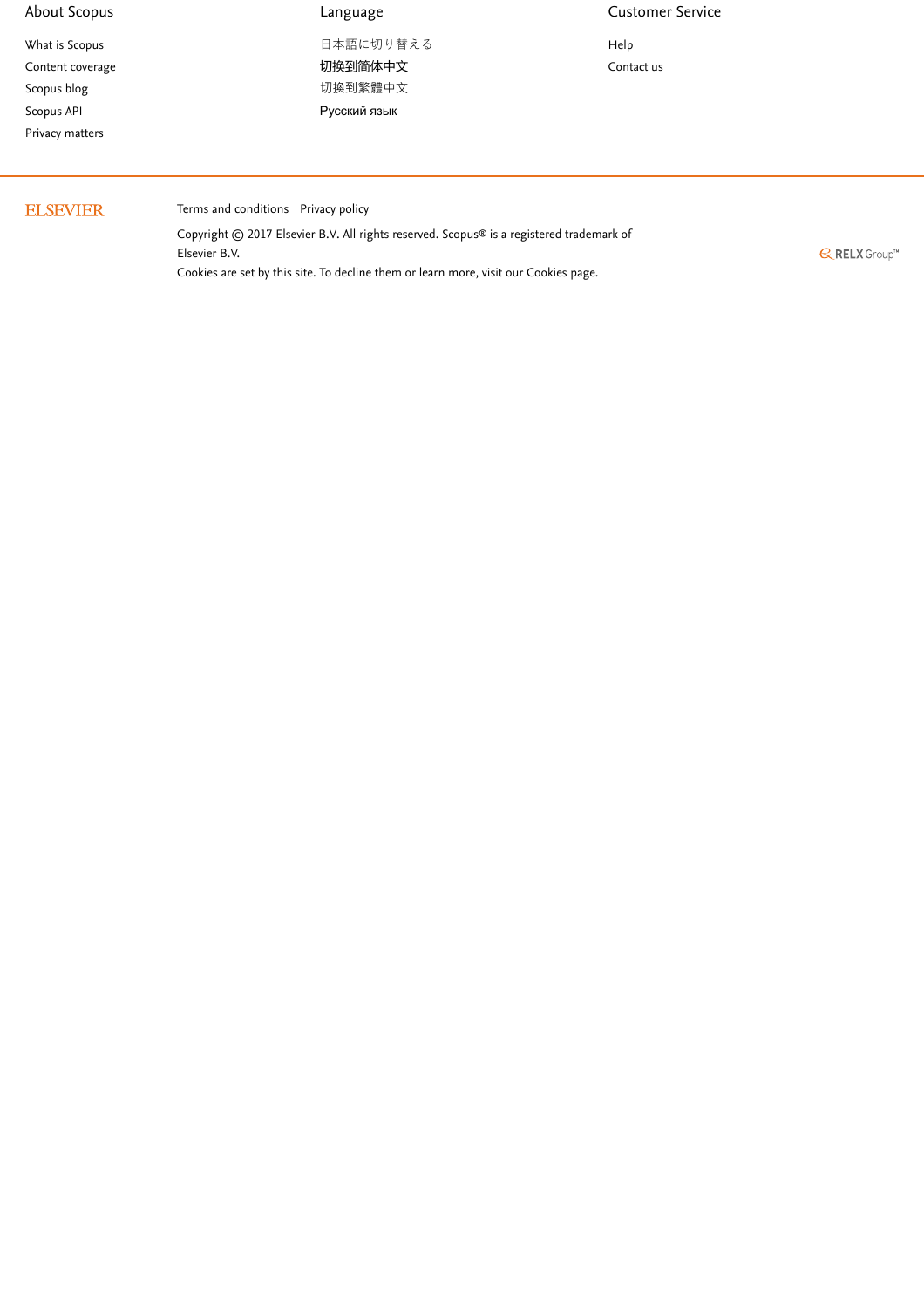## About Scopus

What is Scopus
Content coverage
Scopus blog
Scopus API
Privacy matters

## Language

日本語に切り替える
切换到简体中文
切換到繁體中文
Русский язык

## Customer Service

Help
Contact us

ELSEVIER

Terms and conditions   Privacy policy

Copyright © 2017 Elsevier B.V. All rights reserved. Scopus® is a registered trademark of Elsevier B.V.
Cookies are set by this site. To decline them or learn more, visit our Cookies page.

RELX Group™